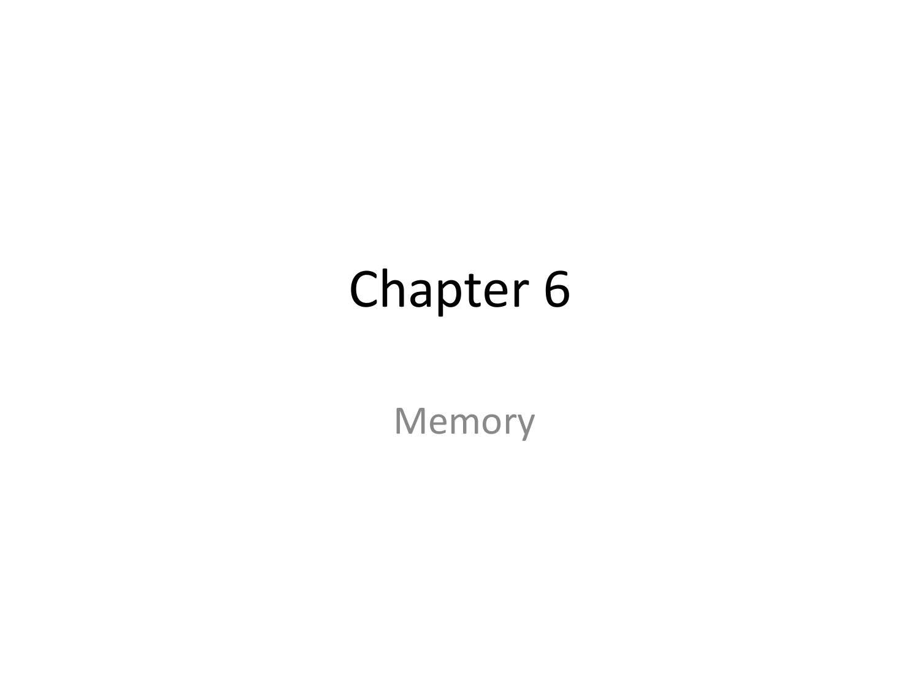# Chapter 6

Memory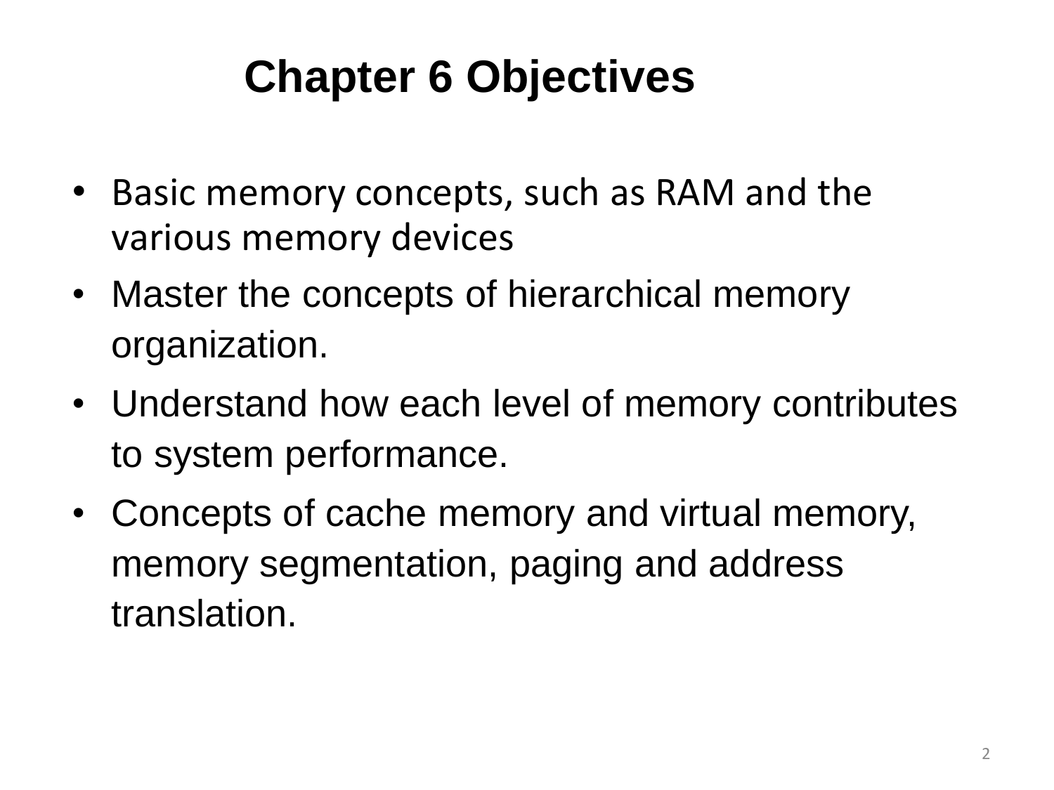# Chapter 6 Objectives

- Basic memory concepts, such as RAM and the various memory devices
- Master the concepts of hierarchical memory organization.
- Understand how each level of memory contributes to system performance.
- Concepts of cache memory and virtual memory, memory segmentation, paging and address translation.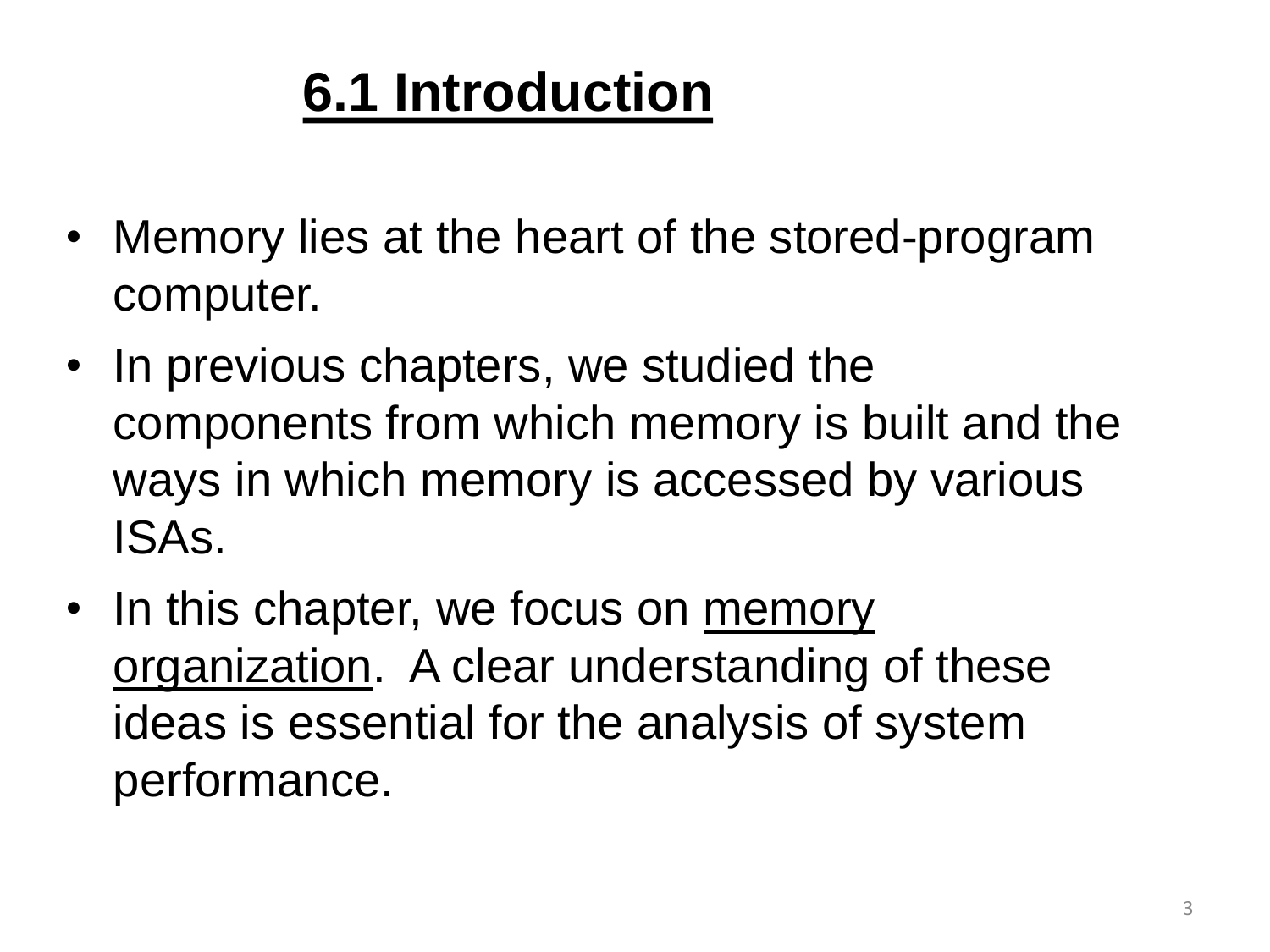# 6.1 Introduction

- Memory lies at the heart of the stored-program computer.
- In previous chapters, we studied the components from which memory is built and the ways in which memory is accessed by various ISAs.
- In this chapter, we focus on memory organization. A clear understanding of these ideas is essential for the analysis of system performance.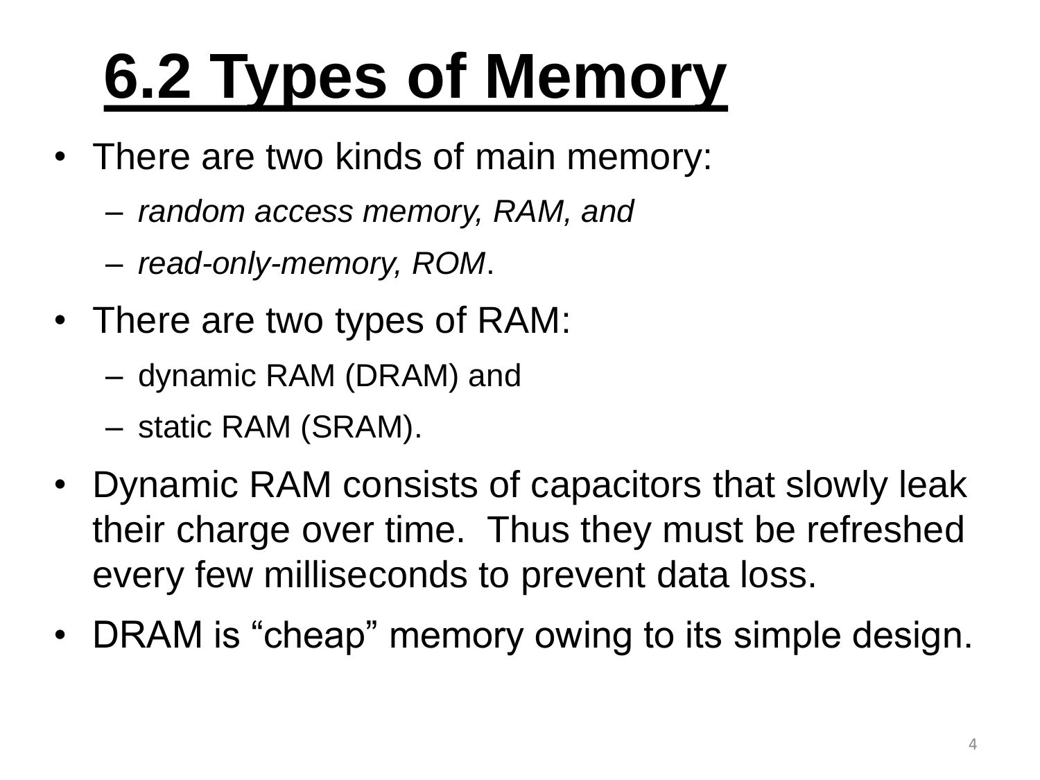# 6.2 Types of Memory

- There are two kinds of main memory:
  - *random access memory, RAM, and*
  - *read-only-memory, ROM*.
- There are two types of RAM:
  - dynamic RAM (DRAM) and
  - static RAM (SRAM).
- Dynamic RAM consists of capacitors that slowly leak their charge over time. Thus they must be refreshed every few milliseconds to prevent data loss.
- DRAM is "cheap" memory owing to its simple design.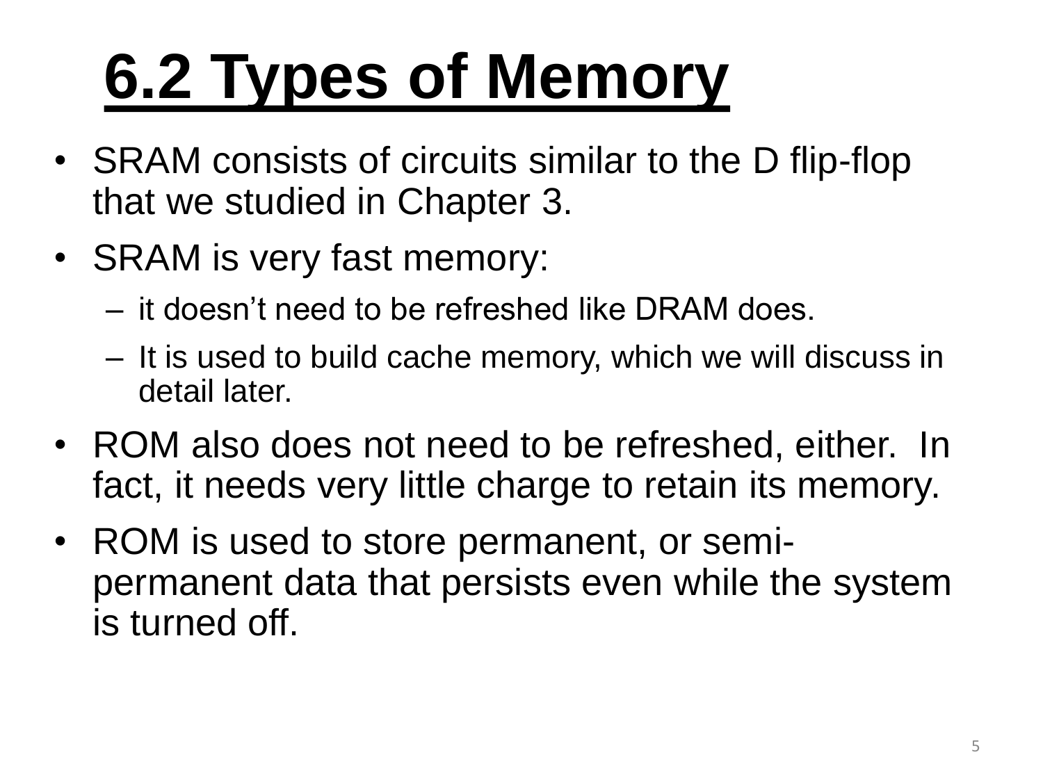# 6.2 Types of Memory

- SRAM consists of circuits similar to the D flip-flop that we studied in Chapter 3.
- SRAM is very fast memory:
  - it doesn't need to be refreshed like DRAM does.
  - It is used to build cache memory, which we will discuss in detail later.
- ROM also does not need to be refreshed, either. In fact, it needs very little charge to retain its memory.
- ROM is used to store permanent, or semi-permanent data that persists even while the system is turned off.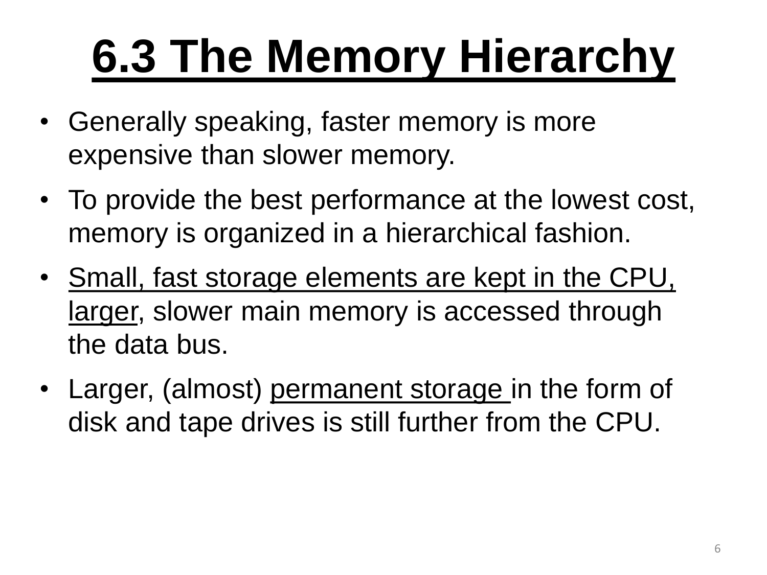# 6.3 The Memory Hierarchy

- Generally speaking, faster memory is more expensive than slower memory.
- To provide the best performance at the lowest cost, memory is organized in a hierarchical fashion.
- <u>Small, fast storage elements are kept in the CPU, larger</u>, slower main memory is accessed through the data bus.
- Larger, (almost) <u>permanent storage</u> in the form of disk and tape drives is still further from the CPU.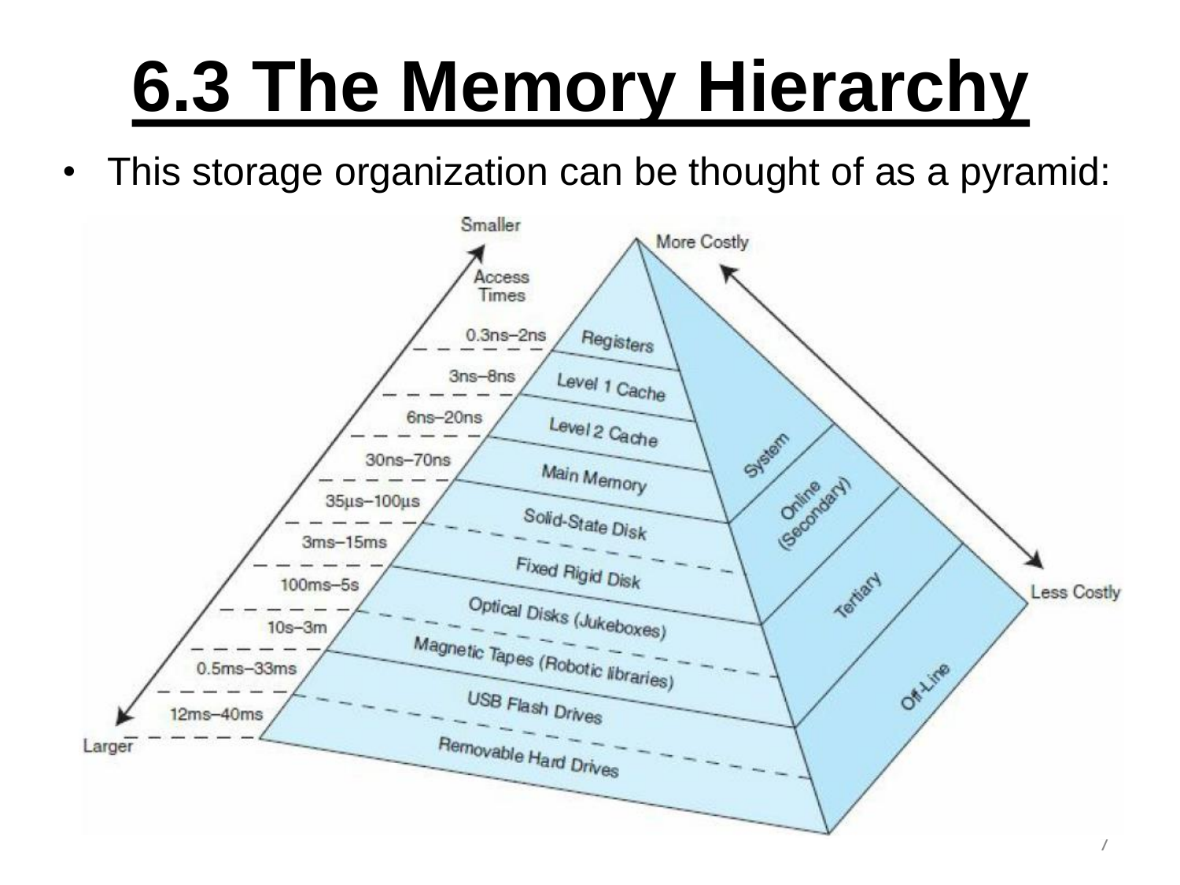# 6.3 The Memory Hierarchy

- This storage organization can be thought of as a pyramid:

| Access Times | Level |
|---|---|
| 0.3ns–2ns | Registers |
| 3ns–8ns | Level 1 Cache |
| 6ns–20ns | Level 2 Cache |
| 30ns–70ns | Main Memory |
| 35µs–100µs | Solid-State Disk |
| 3ms–15ms | Fixed Rigid Disk |
| 100ms–5s | Optical Disks (Jukeboxes) |
| 10s–3m | Magnetic Tapes (Robotic libraries) |
| 0.5ms–33ms | USB Flash Drives |
| 12ms–40ms | Removable Hard Drives |

Smaller ↔ Larger; More Costly ↔ Less Costly

System; Online (Secondary); Tertiary; Off-Line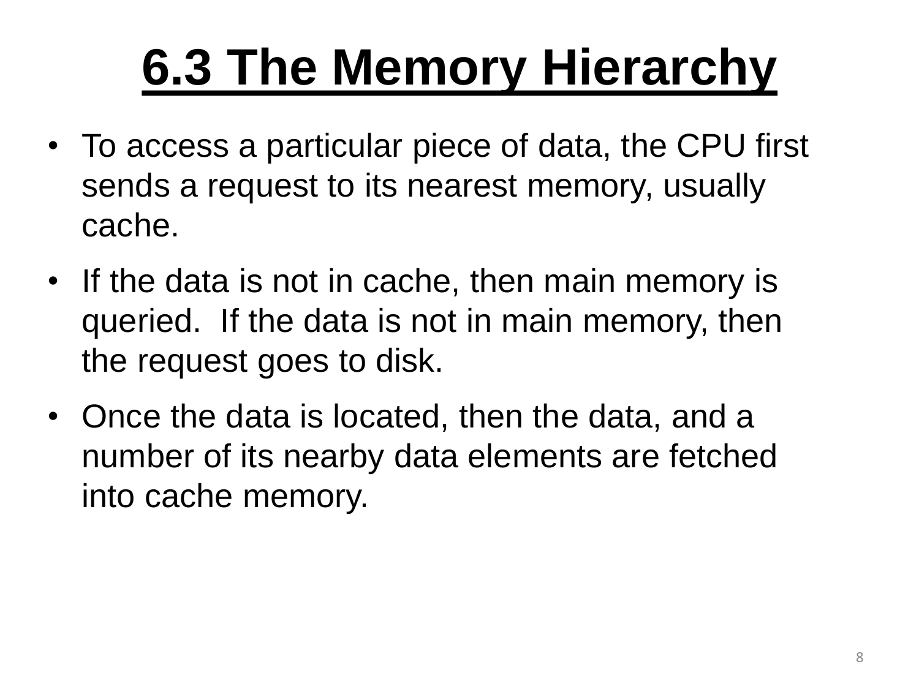# 6.3 The Memory Hierarchy

- To access a particular piece of data, the CPU first sends a request to its nearest memory, usually cache.
- If the data is not in cache, then main memory is queried. If the data is not in main memory, then the request goes to disk.
- Once the data is located, then the data, and a number of its nearby data elements are fetched into cache memory.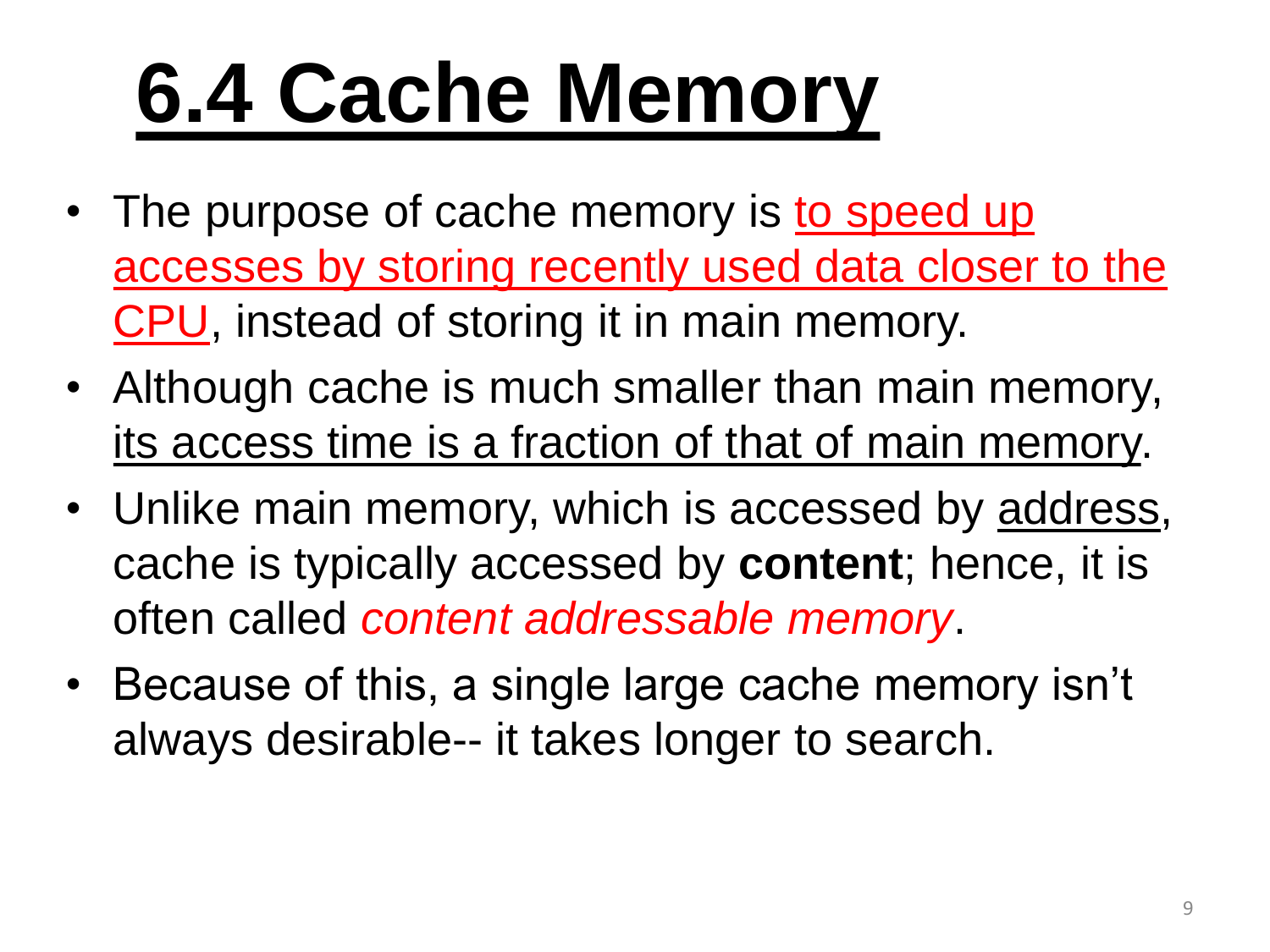# 6.4 Cache Memory

- The purpose of cache memory is to speed up accesses by storing recently used data closer to the CPU, instead of storing it in main memory.
- Although cache is much smaller than main memory, its access time is a fraction of that of main memory.
- Unlike main memory, which is accessed by address, cache is typically accessed by **content**; hence, it is often called *content addressable memory*.
- Because of this, a single large cache memory isn't always desirable-- it takes longer to search.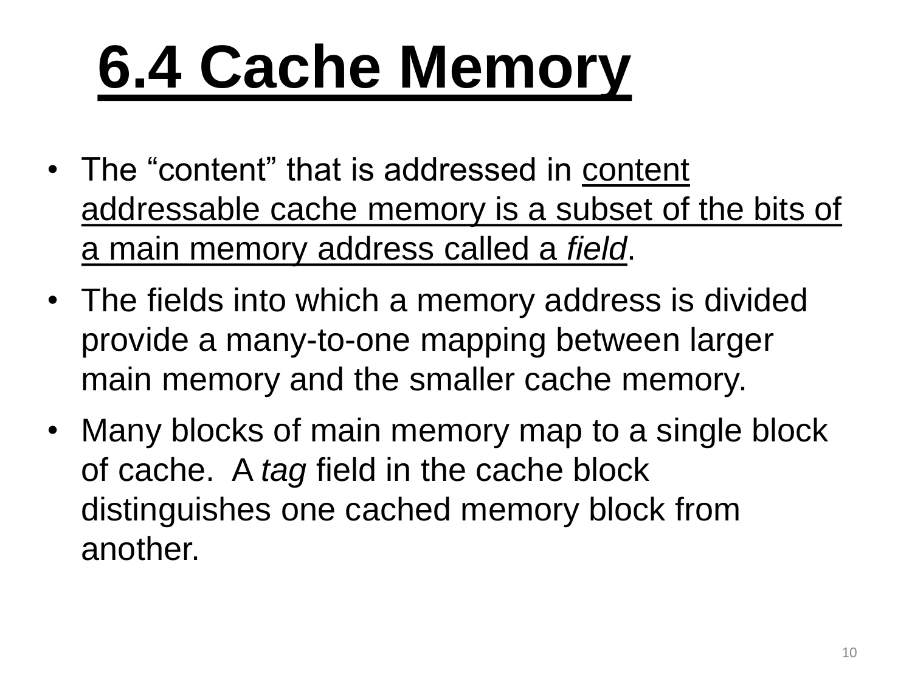# 6.4 Cache Memory

- The "content" that is addressed in content addressable cache memory is a subset of the bits of a main memory address called a *field*.
- The fields into which a memory address is divided provide a many-to-one mapping between larger main memory and the smaller cache memory.
- Many blocks of main memory map to a single block of cache. A *tag* field in the cache block distinguishes one cached memory block from another.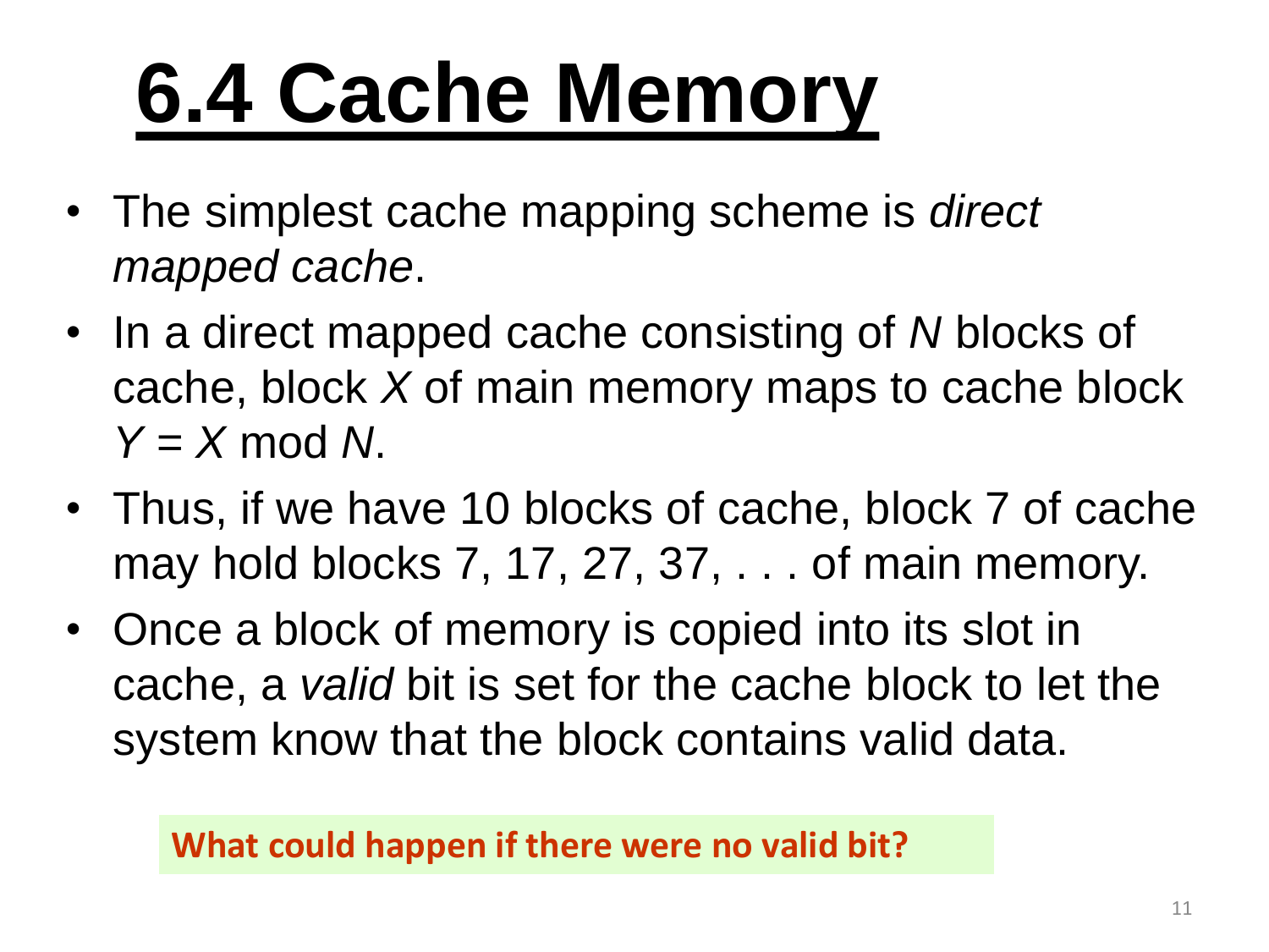# 6.4 Cache Memory

- The simplest cache mapping scheme is *direct mapped cache*.
- In a direct mapped cache consisting of $N$ blocks of cache, block $X$ of main memory maps to cache block $Y = X \bmod N$.
- Thus, if we have 10 blocks of cache, block 7 of cache may hold blocks 7, 17, 27, 37, . . . of main memory.
- Once a block of memory is copied into its slot in cache, a *valid* bit is set for the cache block to let the system know that the block contains valid data.

**What could happen if there were no valid bit?**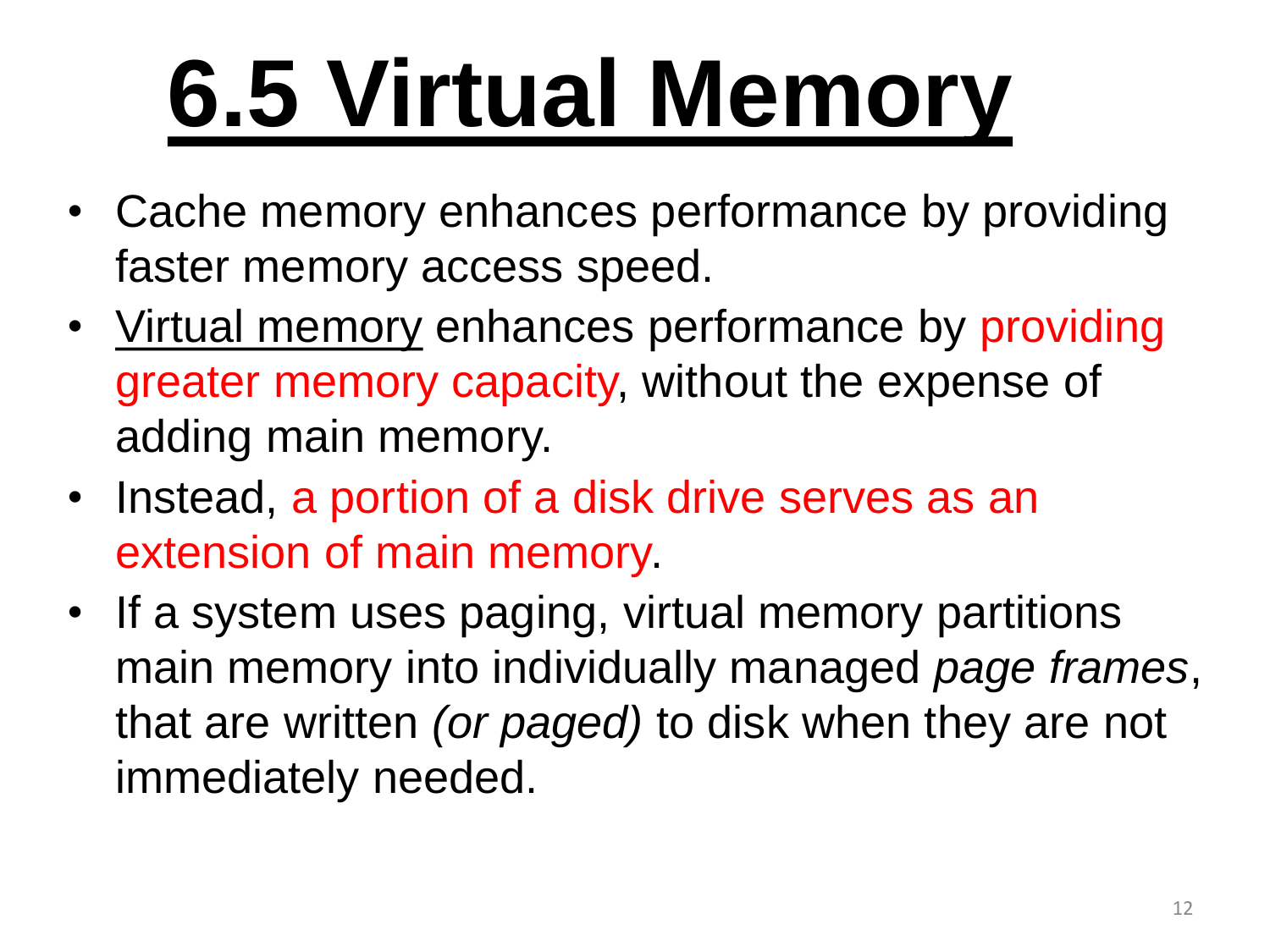# 6.5 Virtual Memory

- Cache memory enhances performance by providing faster memory access speed.
- Virtual memory enhances performance by providing greater memory capacity, without the expense of adding main memory.
- Instead, a portion of a disk drive serves as an extension of main memory.
- If a system uses paging, virtual memory partitions main memory into individually managed *page frames*, that are written *(or paged)* to disk when they are not immediately needed.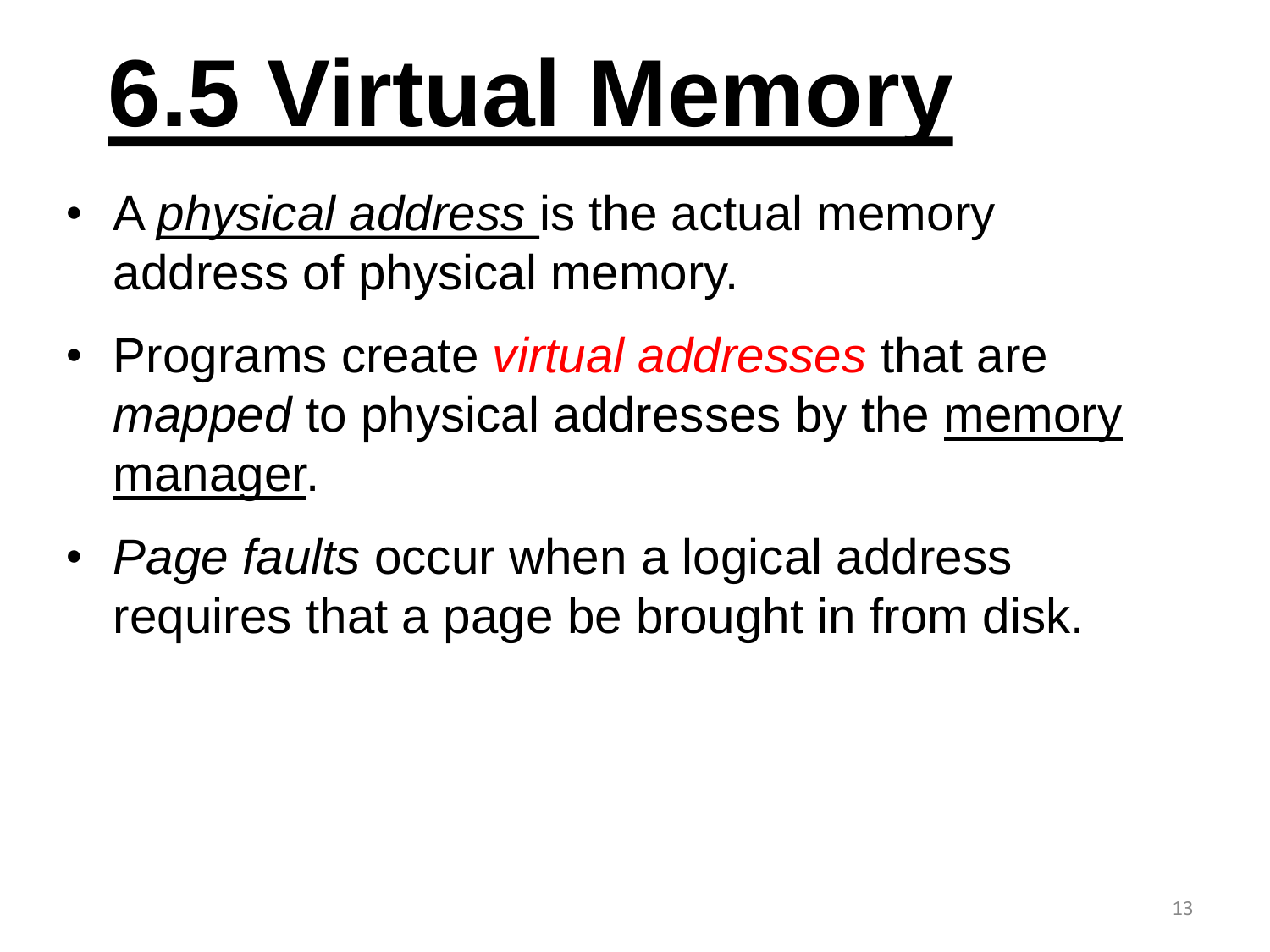# 6.5 Virtual Memory

- A *physical address* is the actual memory address of physical memory.
- Programs create *virtual addresses* that are *mapped* to physical addresses by the memory manager.
- *Page faults* occur when a logical address requires that a page be brought in from disk.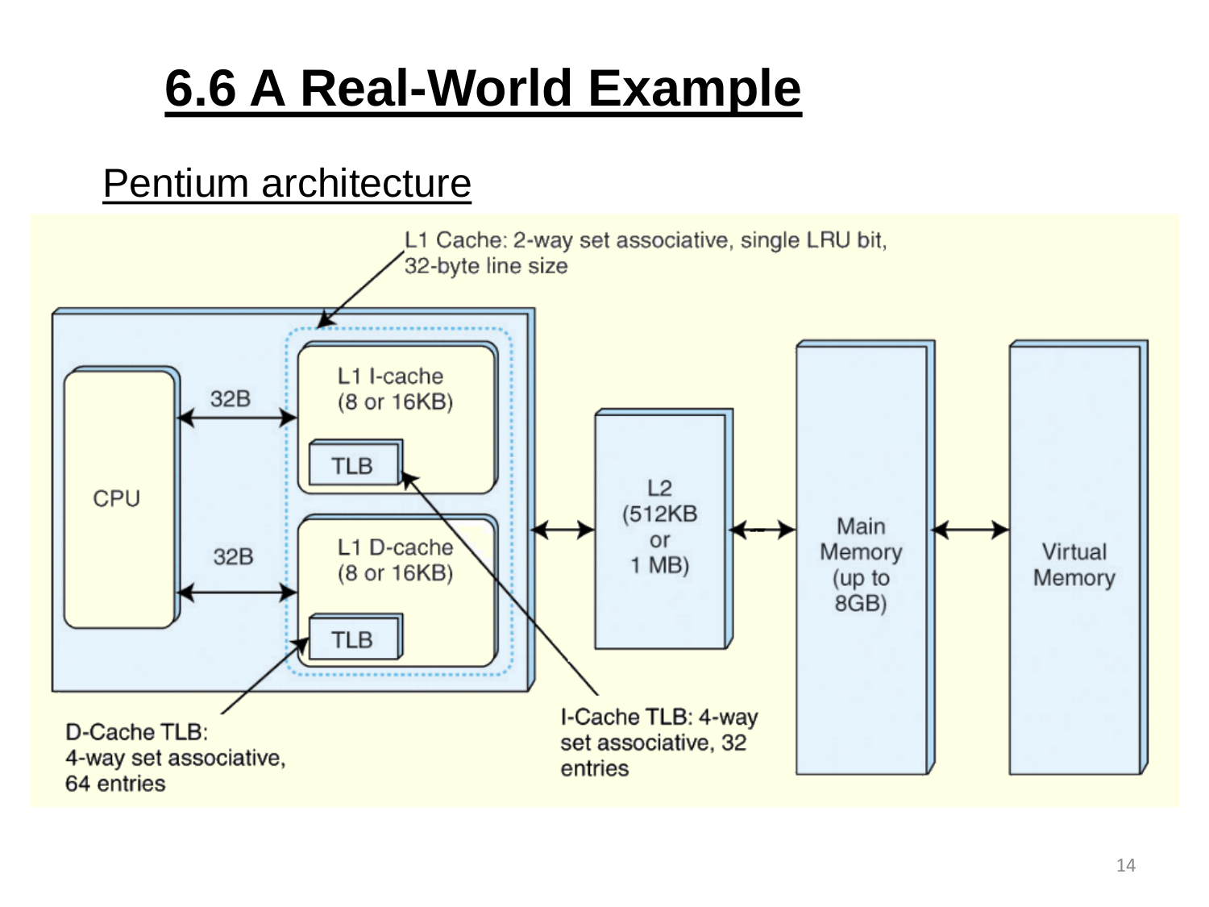# 6.6 A Real-World Example

## Pentium architecture

L1 Cache: 2-way set associative, single LRU bit, 32-byte line size

CPU

32B

32B

L1 I-cache (8 or 16KB)

TLB

L1 D-cache (8 or 16KB)

TLB

L2 (512KB or 1 MB)

Main Memory (up to 8GB)

Virtual Memory

D-Cache TLB: 4-way set associative, 64 entries

I-Cache TLB: 4-way set associative, 32 entries